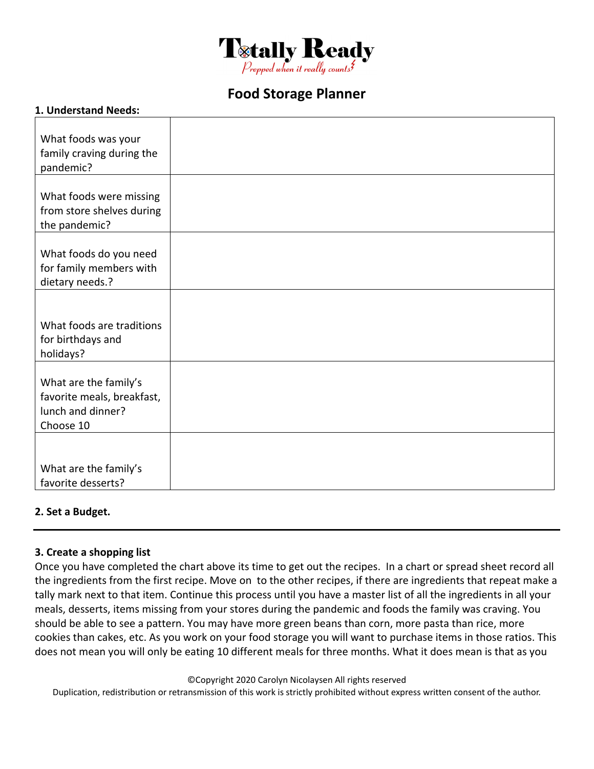# Totally Ready

*Prepped when it really counts*

## Food Storage Planner

**1. Understand Needs:**

| | |
|---|---|
| What foods was your family craving during the pandemic? | |
| What foods were missing from store shelves during the pandemic? | |
| What foods do you need for family members with dietary needs.? | |
| What foods are traditions for birthdays and holidays? | |
| What are the family's favorite meals, breakfast, lunch and dinner? Choose 10 | |
| What are the family's favorite desserts? | |

**2. Set a Budget.**

---

**3. Create a shopping list**

Once you have completed the chart above its time to get out the recipes. In a chart or spread sheet record all the ingredients from the first recipe. Move on to the other recipes, if there are ingredients that repeat make a tally mark next to that item. Continue this process until you have a master list of all the ingredients in all your meals, desserts, items missing from your stores during the pandemic and foods the family was craving. You should be able to see a pattern. You may have more green beans than corn, more pasta than rice, more cookies than cakes, etc. As you work on your food storage you will want to purchase items in those ratios. This does not mean you will only be eating 10 different meals for three months. What it does mean is that as you

©Copyright 2020 Carolyn Nicolaysen All rights reserved
Duplication, redistribution or retransmission of this work is strictly prohibited without express written consent of the author.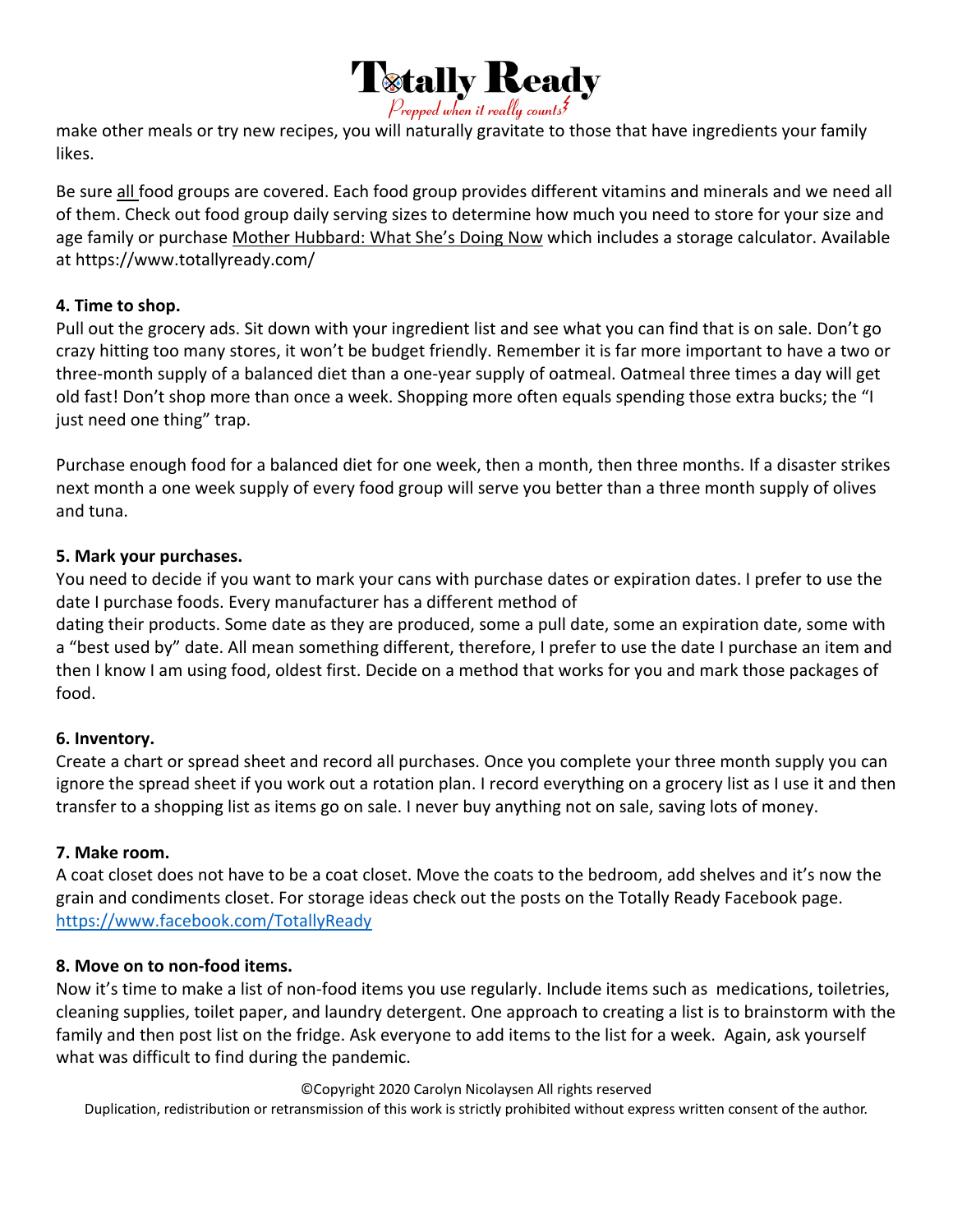make other meals or try new recipes, you will naturally gravitate to those that have ingredients your family likes.

Be sure all food groups are covered. Each food group provides different vitamins and minerals and we need all of them. Check out food group daily serving sizes to determine how much you need to store for your size and age family or purchase Mother Hubbard: What She's Doing Now which includes a storage calculator. Available at https://www.totallyready.com/

**4. Time to shop.**

Pull out the grocery ads. Sit down with your ingredient list and see what you can find that is on sale. Don't go crazy hitting too many stores, it won't be budget friendly. Remember it is far more important to have a two or three-month supply of a balanced diet than a one-year supply of oatmeal. Oatmeal three times a day will get old fast! Don't shop more than once a week. Shopping more often equals spending those extra bucks; the "I just need one thing" trap.

Purchase enough food for a balanced diet for one week, then a month, then three months. If a disaster strikes next month a one week supply of every food group will serve you better than a three month supply of olives and tuna.

**5. Mark your purchases.**

You need to decide if you want to mark your cans with purchase dates or expiration dates. I prefer to use the date I purchase foods. Every manufacturer has a different method of dating their products. Some date as they are produced, some a pull date, some an expiration date, some with a "best used by" date. All mean something different, therefore, I prefer to use the date I purchase an item and then I know I am using food, oldest first. Decide on a method that works for you and mark those packages of food.

**6. Inventory.**

Create a chart or spread sheet and record all purchases. Once you complete your three month supply you can ignore the spread sheet if you work out a rotation plan. I record everything on a grocery list as I use it and then transfer to a shopping list as items go on sale. I never buy anything not on sale, saving lots of money.

**7. Make room.**

A coat closet does not have to be a coat closet. Move the coats to the bedroom, add shelves and it's now the grain and condiments closet. For storage ideas check out the posts on the Totally Ready Facebook page. https://www.facebook.com/TotallyReady

**8. Move on to non-food items.**

Now it's time to make a list of non-food items you use regularly. Include items such as medications, toiletries, cleaning supplies, toilet paper, and laundry detergent. One approach to creating a list is to brainstorm with the family and then post list on the fridge. Ask everyone to add items to the list for a week. Again, ask yourself what was difficult to find during the pandemic.

©Copyright 2020 Carolyn Nicolaysen All rights reserved

Duplication, redistribution or retransmission of this work is strictly prohibited without express written consent of the author.